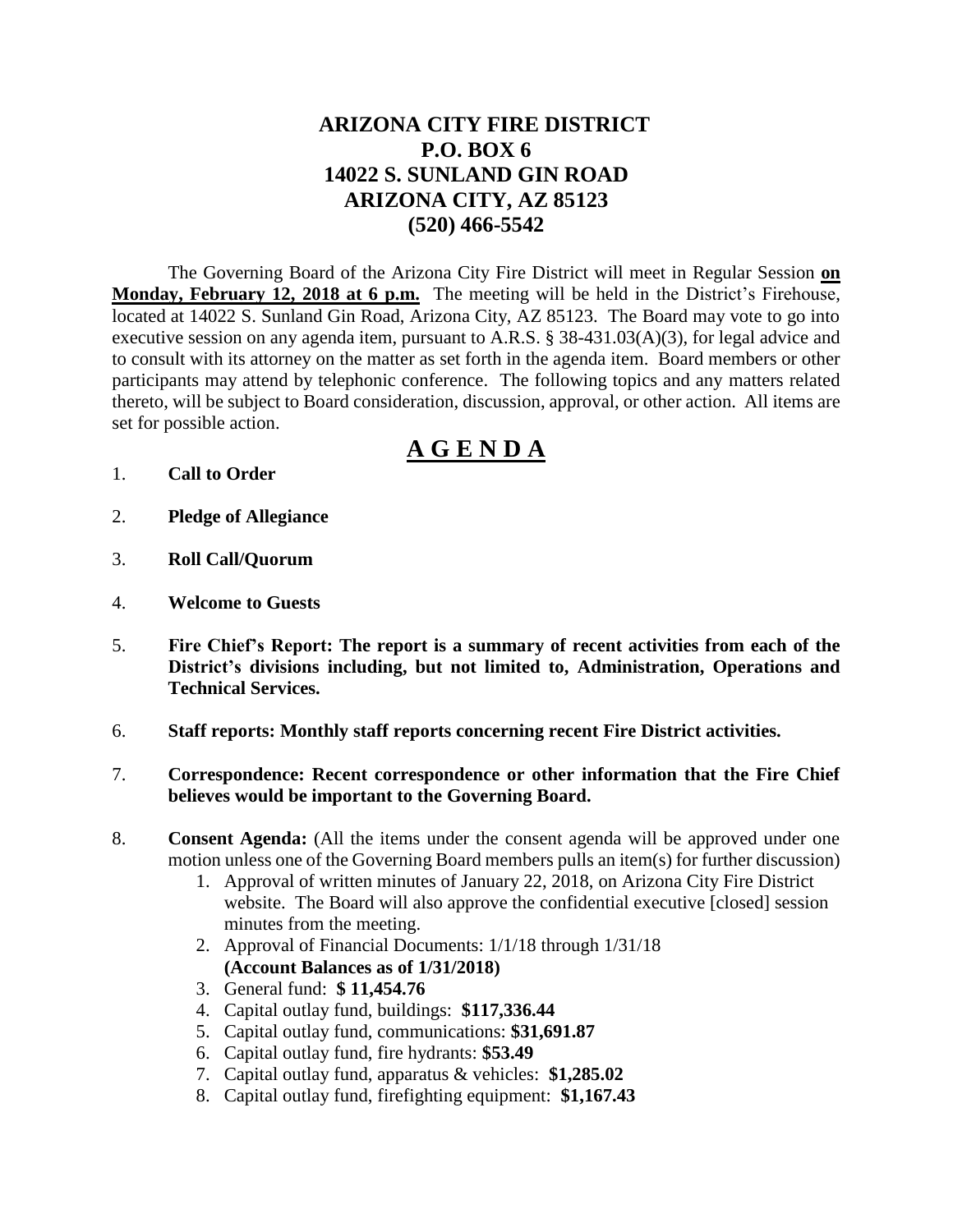# ARIZONA CITY FIRE DISTRICT
## P.O. BOX 6
## 14022 S. SUNLAND GIN ROAD
## ARIZONA CITY, AZ 85123
## (520) 466-5542

The Governing Board of the Arizona City Fire District will meet in Regular Session **on Monday, February 12, 2018 at 6 p.m.** The meeting will be held in the District's Firehouse, located at 14022 S. Sunland Gin Road, Arizona City, AZ 85123. The Board may vote to go into executive session on any agenda item, pursuant to A.R.S. § 38-431.03(A)(3), for legal advice and to consult with its attorney on the matter as set forth in the agenda item. Board members or other participants may attend by telephonic conference. The following topics and any matters related thereto, will be subject to Board consideration, discussion, approval, or other action. All items are set for possible action.

# A G E N D A

1. **Call to Order**

2. **Pledge of Allegiance**

3. **Roll Call/Quorum**

4. **Welcome to Guests**

5. **Fire Chief's Report: The report is a summary of recent activities from each of the District's divisions including, but not limited to, Administration, Operations and Technical Services.**

6. **Staff reports: Monthly staff reports concerning recent Fire District activities.**

7. **Correspondence: Recent correspondence or other information that the Fire Chief believes would be important to the Governing Board.**

8. **Consent Agenda:** (All the items under the consent agenda will be approved under one motion unless one of the Governing Board members pulls an item(s) for further discussion)
   1. Approval of written minutes of January 22, 2018, on Arizona City Fire District website. The Board will also approve the confidential executive [closed] session minutes from the meeting.
   2. Approval of Financial Documents: 1/1/18 through 1/31/18 **(Account Balances as of 1/31/2018)**
   3. General fund: **$ 11,454.76**
   4. Capital outlay fund, buildings: **$117,336.44**
   5. Capital outlay fund, communications: **$31,691.87**
   6. Capital outlay fund, fire hydrants: **$53.49**
   7. Capital outlay fund, apparatus & vehicles: **$1,285.02**
   8. Capital outlay fund, firefighting equipment: **$1,167.43**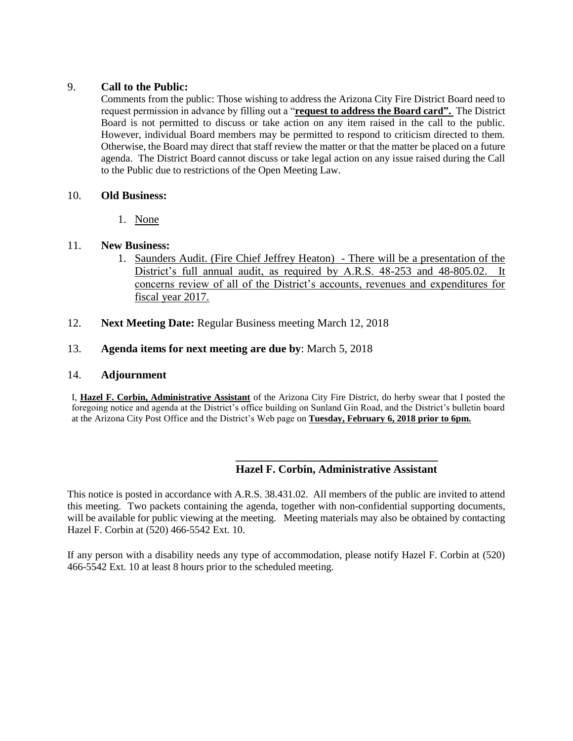9. **Call to the Public:**
   Comments from the public: Those wishing to address the Arizona City Fire District Board need to request permission in advance by filling out a "**request to address the Board card".** The District Board is not permitted to discuss or take action on any item raised in the call to the public. However, individual Board members may be permitted to respond to criticism directed to them. Otherwise, the Board may direct that staff review the matter or that the matter be placed on a future agenda. The District Board cannot discuss or take legal action on any issue raised during the Call to the Public due to restrictions of the Open Meeting Law.

10. **Old Business:**
    1. None

11. **New Business:**
    1. Saunders Audit. (Fire Chief Jeffrey Heaton) - There will be a presentation of the District's full annual audit, as required by A.R.S. 48-253 and 48-805.02. It concerns review of all of the District's accounts, revenues and expenditures for fiscal year 2017.

12. **Next Meeting Date:** Regular Business meeting March 12, 2018

13. **Agenda items for next meeting are due by**: March 5, 2018

14. **Adjournment**

I, **Hazel F. Corbin, Administrative Assistant** of the Arizona City Fire District, do herby swear that I posted the foregoing notice and agenda at the District's office building on Sunland Gin Road, and the District's bulletin board at the Arizona City Post Office and the District's Web page on **Tuesday, February 6, 2018 prior to 6pm.**

\_\_\_\_\_\_\_\_\_\_\_\_\_\_\_\_\_\_\_\_\_\_\_\_\_\_\_\_\_\_\_\_\_\_\_\_

**Hazel F. Corbin, Administrative Assistant**

This notice is posted in accordance with A.R.S. 38.431.02. All members of the public are invited to attend this meeting. Two packets containing the agenda, together with non-confidential supporting documents, will be available for public viewing at the meeting. Meeting materials may also be obtained by contacting Hazel F. Corbin at (520) 466-5542 Ext. 10.

If any person with a disability needs any type of accommodation, please notify Hazel F. Corbin at (520) 466-5542 Ext. 10 at least 8 hours prior to the scheduled meeting.